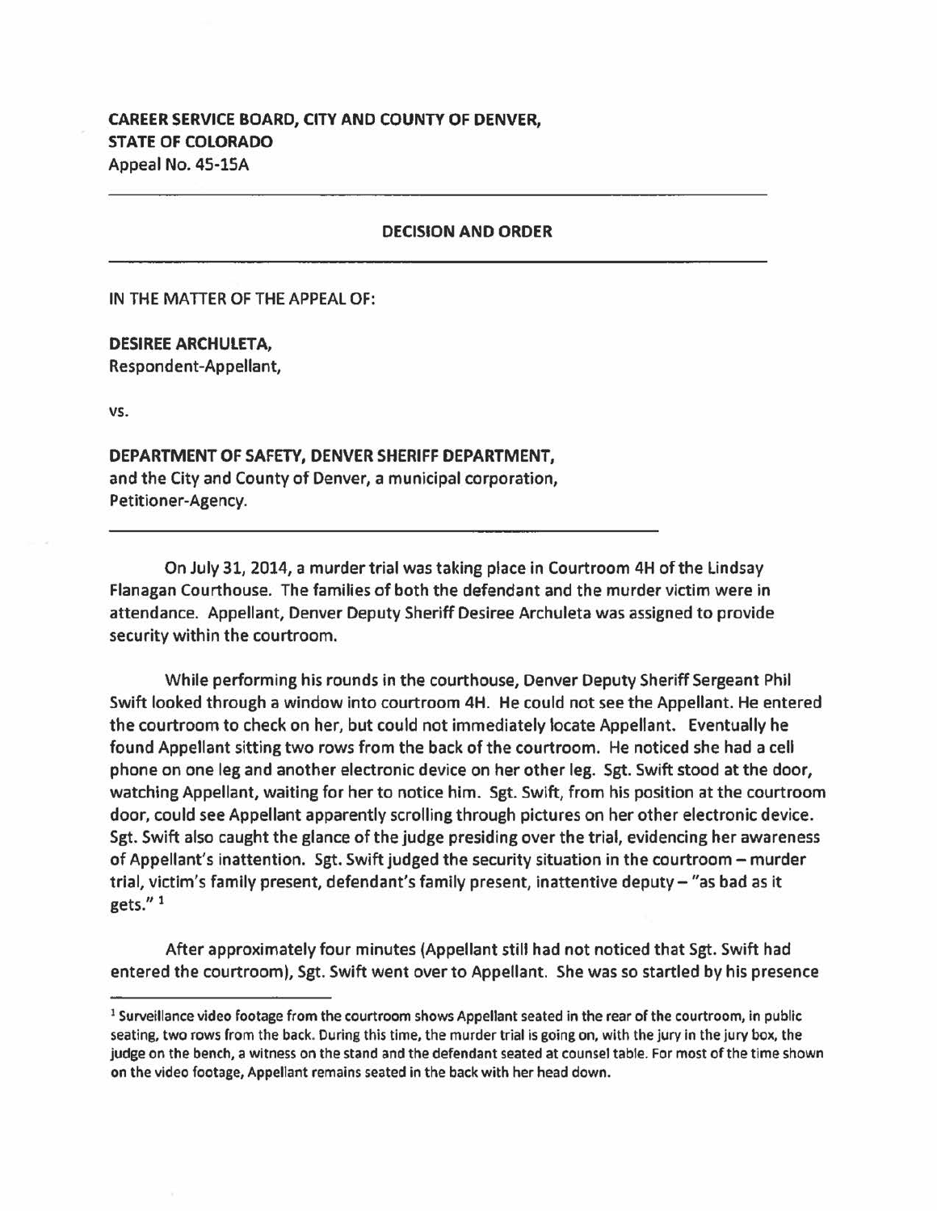**CAREER SERVICE BOARD, CITY AND COUNTY OF DENVER, STATE OF COLORADO**

Appeal No. 45-15A

---

**DECISION AND ORDER**

---

IN THE MATTER OF THE APPEAL OF:

**DESIREE ARCHULETA,**
Respondent-Appellant,

vs.

**DEPARTMENT OF SAFETY, DENVER SHERIFF DEPARTMENT,**
and the City and County of Denver, a municipal corporation,
Petitioner-Agency.

---

On July 31, 2014, a murder trial was taking place in Courtroom 4H of the Lindsay Flanagan Courthouse. The families of both the defendant and the murder victim were in attendance. Appellant, Denver Deputy Sheriff Desiree Archuleta was assigned to provide security within the courtroom.

While performing his rounds in the courthouse, Denver Deputy Sheriff Sergeant Phil Swift looked through a window into courtroom 4H. He could not see the Appellant. He entered the courtroom to check on her, but could not immediately locate Appellant. Eventually he found Appellant sitting two rows from the back of the courtroom. He noticed she had a cell phone on one leg and another electronic device on her other leg. Sgt. Swift stood at the door, watching Appellant, waiting for her to notice him. Sgt. Swift, from his position at the courtroom door, could see Appellant apparently scrolling through pictures on her other electronic device. Sgt. Swift also caught the glance of the judge presiding over the trial, evidencing her awareness of Appellant's inattention. Sgt. Swift judged the security situation in the courtroom – murder trial, victim's family present, defendant's family present, inattentive deputy – "as bad as it gets." [1]

After approximately four minutes (Appellant still had not noticed that Sgt. Swift had entered the courtroom), Sgt. Swift went over to Appellant. She was so startled by his presence

---

[1] Surveillance video footage from the courtroom shows Appellant seated in the rear of the courtroom, in public seating, two rows from the back. During this time, the murder trial is going on, with the jury in the jury box, the judge on the bench, a witness on the stand and the defendant seated at counsel table. For most of the time shown on the video footage, Appellant remains seated in the back with her head down.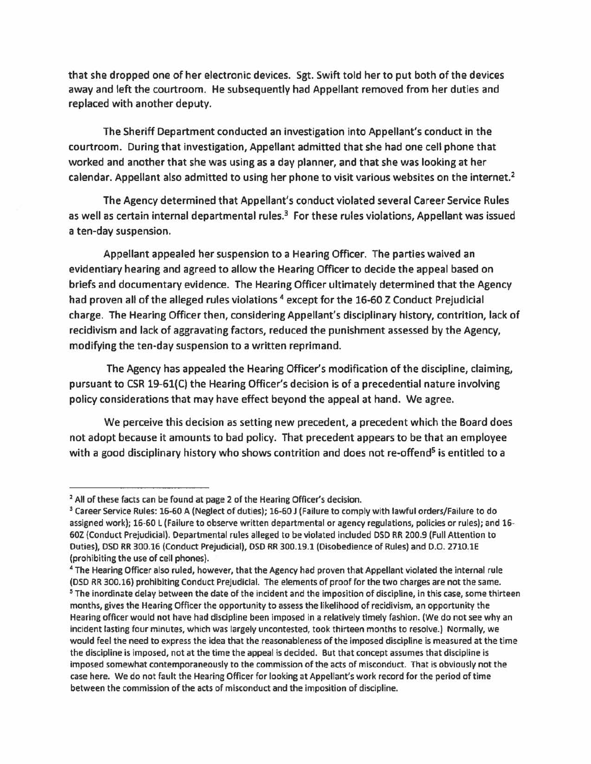that she dropped one of her electronic devices. Sgt. Swift told her to put both of the devices away and left the courtroom. He subsequently had Appellant removed from her duties and replaced with another deputy.

The Sheriff Department conducted an investigation into Appellant's conduct in the courtroom. During that investigation, Appellant admitted that she had one cell phone that worked and another that she was using as a day planner, and that she was looking at her calendar. Appellant also admitted to using her phone to visit various websites on the internet.[2]

The Agency determined that Appellant's conduct violated several Career Service Rules as well as certain internal departmental rules.[3] For these rules violations, Appellant was issued a ten-day suspension.

Appellant appealed her suspension to a Hearing Officer. The parties waived an evidentiary hearing and agreed to allow the Hearing Officer to decide the appeal based on briefs and documentary evidence. The Hearing Officer ultimately determined that the Agency had proven all of the alleged rules violations [4] except for the 16-60 Z Conduct Prejudicial charge. The Hearing Officer then, considering Appellant's disciplinary history, contrition, lack of recidivism and lack of aggravating factors, reduced the punishment assessed by the Agency, modifying the ten-day suspension to a written reprimand.

The Agency has appealed the Hearing Officer's modification of the discipline, claiming, pursuant to CSR 19-61(C) the Hearing Officer's decision is of a precedential nature involving policy considerations that may have effect beyond the appeal at hand. We agree.

We perceive this decision as setting new precedent, a precedent which the Board does not adopt because it amounts to bad policy. That precedent appears to be that an employee with a good disciplinary history who shows contrition and does not re-offend[5] is entitled to a

---

[2] All of these facts can be found at page 2 of the Hearing Officer's decision.

[3] Career Service Rules: 16-60 A (Neglect of duties); 16-60 J (Failure to comply with lawful orders/Failure to do assigned work); 16-60 L (Failure to observe written departmental or agency regulations, policies or rules); and 16-60Z (Conduct Prejudicial). Departmental rules alleged to be violated included DSD RR 200.9 (Full Attention to Duties), DSD RR 300.16 (Conduct Prejudicial), DSD RR 300.19.1 (Disobedience of Rules) and D.O. 2710.1E (prohibiting the use of cell phones).

[4] The Hearing Officer also ruled, however, that the Agency had proven that Appellant violated the internal rule (DSD RR 300.16) prohibiting Conduct Prejudicial. The elements of proof for the two charges are not the same.

[5] The inordinate delay between the date of the incident and the imposition of discipline, in this case, some thirteen months, gives the Hearing Officer the opportunity to assess the likelihood of recidivism, an opportunity the Hearing officer would not have had discipline been imposed in a relatively timely fashion. (We do not see why an incident lasting four minutes, which was largely uncontested, took thirteen months to resolve.) Normally, we would feel the need to express the idea that the reasonableness of the imposed discipline is measured at the time the discipline is imposed, not at the time the appeal is decided. But that concept assumes that discipline is imposed somewhat contemporaneously to the commission of the acts of misconduct. That is obviously not the case here. We do not fault the Hearing Officer for looking at Appellant's work record for the period of time between the commission of the acts of misconduct and the imposition of discipline.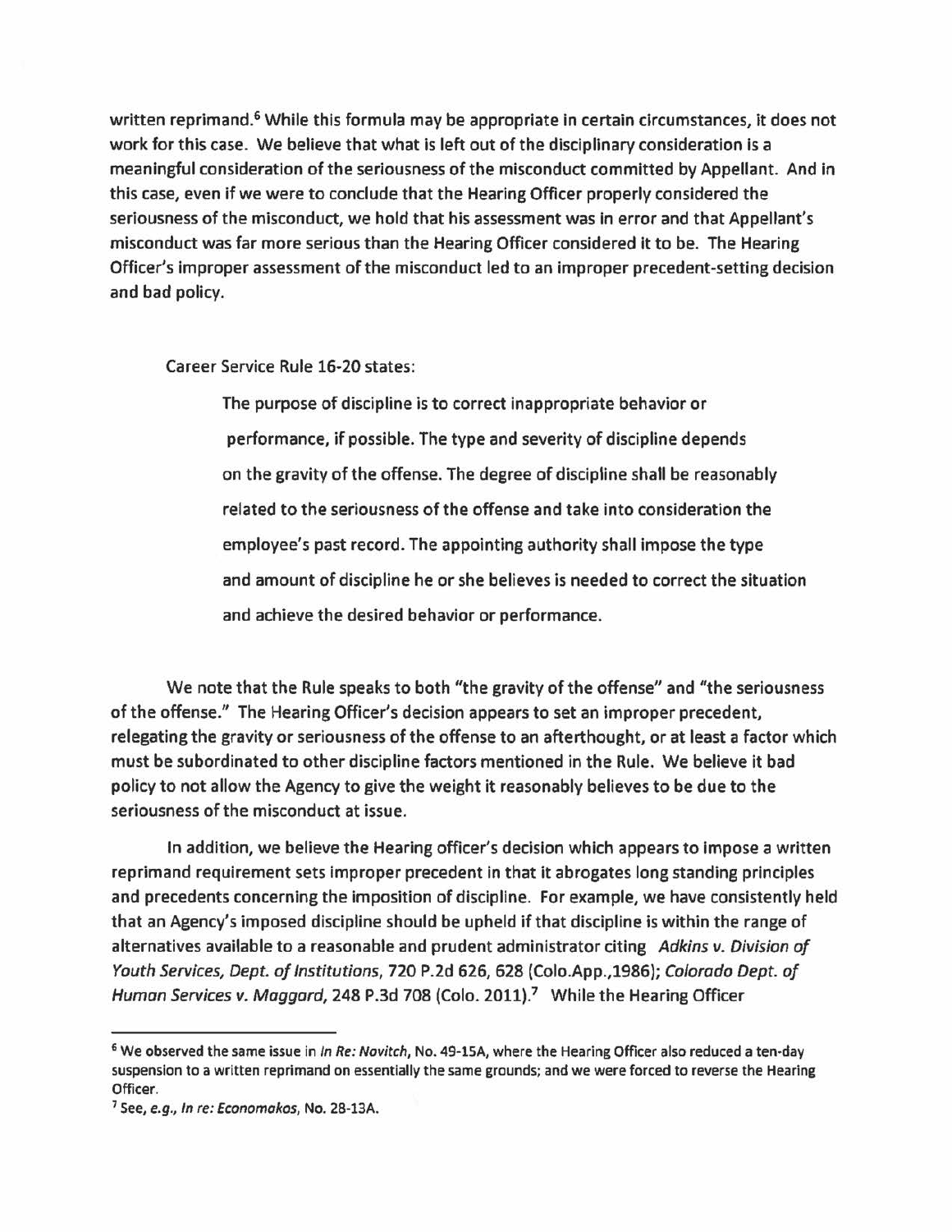written reprimand.[6] While this formula may be appropriate in certain circumstances, it does not work for this case. We believe that what is left out of the disciplinary consideration is a meaningful consideration of the seriousness of the misconduct committed by Appellant. And in this case, even if we were to conclude that the Hearing Officer properly considered the seriousness of the misconduct, we hold that his assessment was in error and that Appellant's misconduct was far more serious than the Hearing Officer considered it to be. The Hearing Officer's improper assessment of the misconduct led to an improper precedent-setting decision and bad policy.

Career Service Rule 16-20 states:

> The purpose of discipline is to correct inappropriate behavior or performance, if possible. The type and severity of discipline depends on the gravity of the offense. The degree of discipline shall be reasonably related to the seriousness of the offense and take into consideration the employee's past record. The appointing authority shall impose the type and amount of discipline he or she believes is needed to correct the situation and achieve the desired behavior or performance.

We note that the Rule speaks to both "the gravity of the offense" and "the seriousness of the offense." The Hearing Officer's decision appears to set an improper precedent, relegating the gravity or seriousness of the offense to an afterthought, or at least a factor which must be subordinated to other discipline factors mentioned in the Rule. We believe it bad policy to not allow the Agency to give the weight it reasonably believes to be due to the seriousness of the misconduct at issue.

In addition, we believe the Hearing officer's decision which appears to impose a written reprimand requirement sets improper precedent in that it abrogates long standing principles and precedents concerning the imposition of discipline. For example, we have consistently held that an Agency's imposed discipline should be upheld if that discipline is within the range of alternatives available to a reasonable and prudent administrator citing *Adkins v. Division of Youth Services, Dept. of Institutions*, 720 P.2d 626, 628 (Colo.App.,1986); *Colorado Dept. of Human Services v. Maggard*, 248 P.3d 708 (Colo. 2011).[7] While the Hearing Officer

---

[6] We observed the same issue in *In Re: Novitch*, No. 49-15A, where the Hearing Officer also reduced a ten-day suspension to a written reprimand on essentially the same grounds; and we were forced to reverse the Hearing Officer.

[7] See, *e.g.*, *In re: Economakos*, No. 28-13A.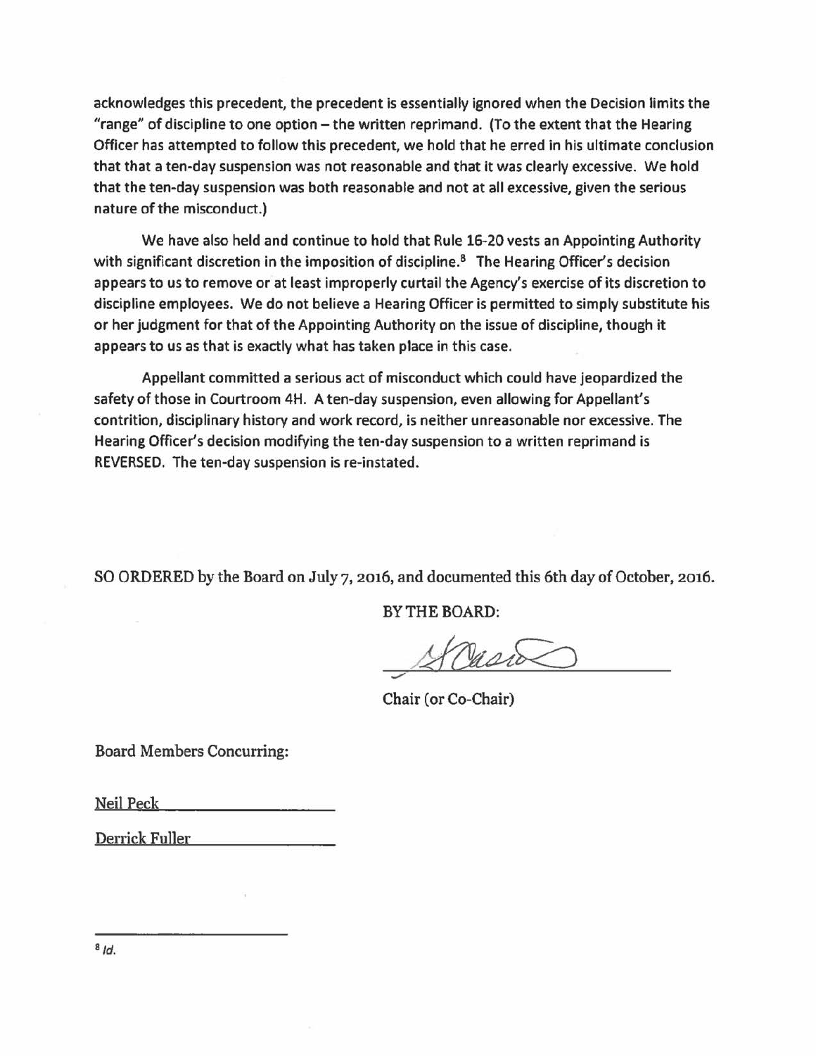acknowledges this precedent, the precedent is essentially ignored when the Decision limits the "range" of discipline to one option – the written reprimand. (To the extent that the Hearing Officer has attempted to follow this precedent, we hold that he erred in his ultimate conclusion that that a ten-day suspension was not reasonable and that it was clearly excessive. We hold that the ten-day suspension was both reasonable and not at all excessive, given the serious nature of the misconduct.)

We have also held and continue to hold that Rule 16-20 vests an Appointing Authority with significant discretion in the imposition of discipline.[8] The Hearing Officer's decision appears to us to remove or at least improperly curtail the Agency's exercise of its discretion to discipline employees. We do not believe a Hearing Officer is permitted to simply substitute his or her judgment for that of the Appointing Authority on the issue of discipline, though it appears to us as that is exactly what has taken place in this case.

Appellant committed a serious act of misconduct which could have jeopardized the safety of those in Courtroom 4H. A ten-day suspension, even allowing for Appellant's contrition, disciplinary history and work record, is neither unreasonable nor excessive. The Hearing Officer's decision modifying the ten-day suspension to a written reprimand is REVERSED. The ten-day suspension is re-instated.

SO ORDERED by the Board on July 7, 2016, and documented this 6th day of October, 2016.

BY THE BOARD:

Chair (or Co-Chair)

Board Members Concurring:

Neil Peck

Derrick Fuller

[8] *Id.*